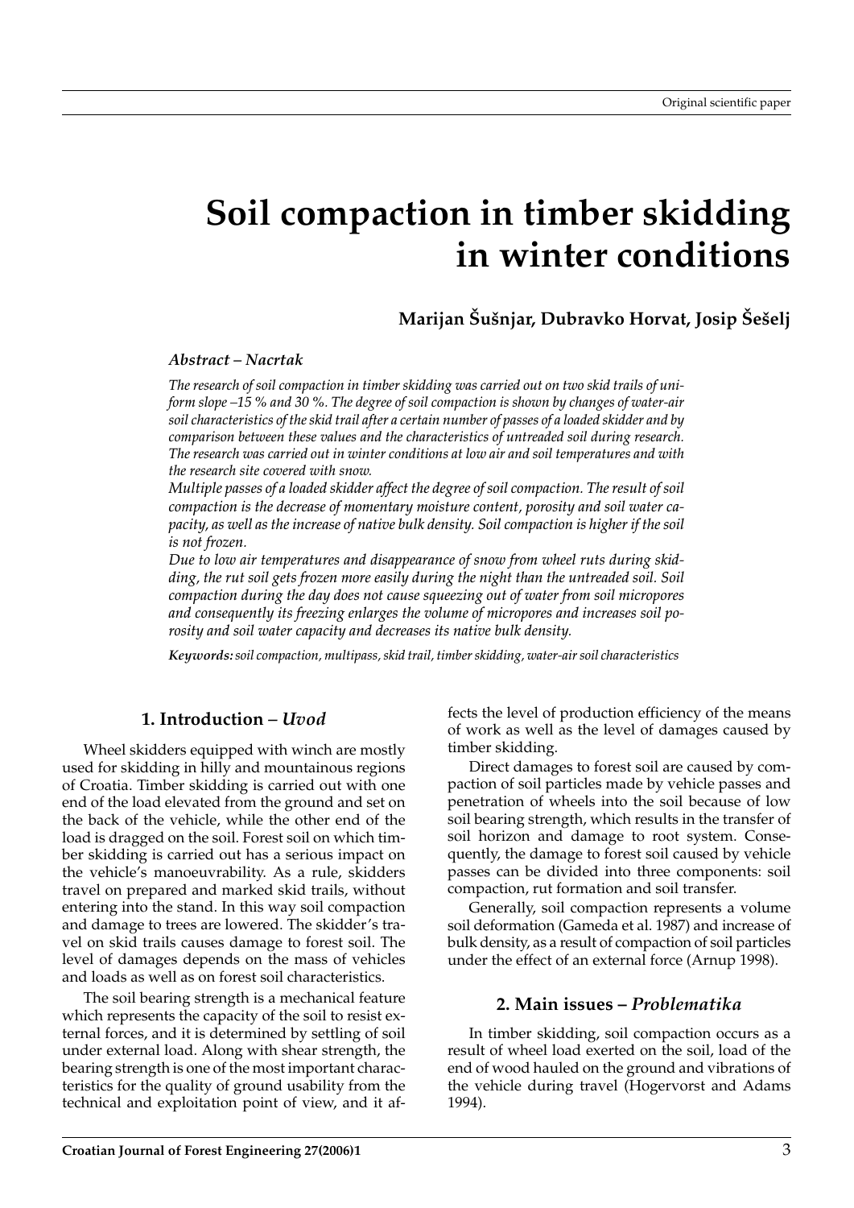Original scientific paper

# Soil compaction in timber skidding in winter conditions

**Marijan Šušnjar, Dubravko Horvat, Josip Šešelj**

***Abstract – Nacrtak***

*The research of soil compaction in timber skidding was carried out on two skid trails of uniform slope –15 % and 30 %. The degree of soil compaction is shown by changes of water-air soil characteristics of the skid trail after a certain number of passes of a loaded skidder and by comparison between these values and the characteristics of untreaded soil during research. The research was carried out in winter conditions at low air and soil temperatures and with the research site covered with snow.*

*Multiple passes of a loaded skidder affect the degree of soil compaction. The result of soil compaction is the decrease of momentary moisture content, porosity and soil water capacity, as well as the increase of native bulk density. Soil compaction is higher if the soil is not frozen.*

*Due to low air temperatures and disappearance of snow from wheel ruts during skidding, the rut soil gets frozen more easily during the night than the untreaded soil. Soil compaction during the day does not cause squeezing out of water from soil micropores and consequently its freezing enlarges the volume of micropores and increases soil porosity and soil water capacity and decreases its native bulk density.*

***Keywords:*** *soil compaction, multipass, skid trail, timber skidding, water-air soil characteristics*

## 1. Introduction – *Uvod*

Wheel skidders equipped with winch are mostly used for skidding in hilly and mountainous regions of Croatia. Timber skidding is carried out with one end of the load elevated from the ground and set on the back of the vehicle, while the other end of the load is dragged on the soil. Forest soil on which timber skidding is carried out has a serious impact on the vehicle's manoeuvrability. As a rule, skidders travel on prepared and marked skid trails, without entering into the stand. In this way soil compaction and damage to trees are lowered. The skidder's travel on skid trails causes damage to forest soil. The level of damages depends on the mass of vehicles and loads as well as on forest soil characteristics.

The soil bearing strength is a mechanical feature which represents the capacity of the soil to resist external forces, and it is determined by settling of soil under external load. Along with shear strength, the bearing strength is one of the most important characteristics for the quality of ground usability from the technical and exploitation point of view, and it affects the level of production efficiency of the means of work as well as the level of damages caused by timber skidding.

Direct damages to forest soil are caused by compaction of soil particles made by vehicle passes and penetration of wheels into the soil because of low soil bearing strength, which results in the transfer of soil horizon and damage to root system. Consequently, the damage to forest soil caused by vehicle passes can be divided into three components: soil compaction, rut formation and soil transfer.

Generally, soil compaction represents a volume soil deformation (Gameda et al. 1987) and increase of bulk density, as a result of compaction of soil particles under the effect of an external force (Arnup 1998).

## 2. Main issues – *Problematika*

In timber skidding, soil compaction occurs as a result of wheel load exerted on the soil, load of the end of wood hauled on the ground and vibrations of the vehicle during travel (Hogervorst and Adams 1994).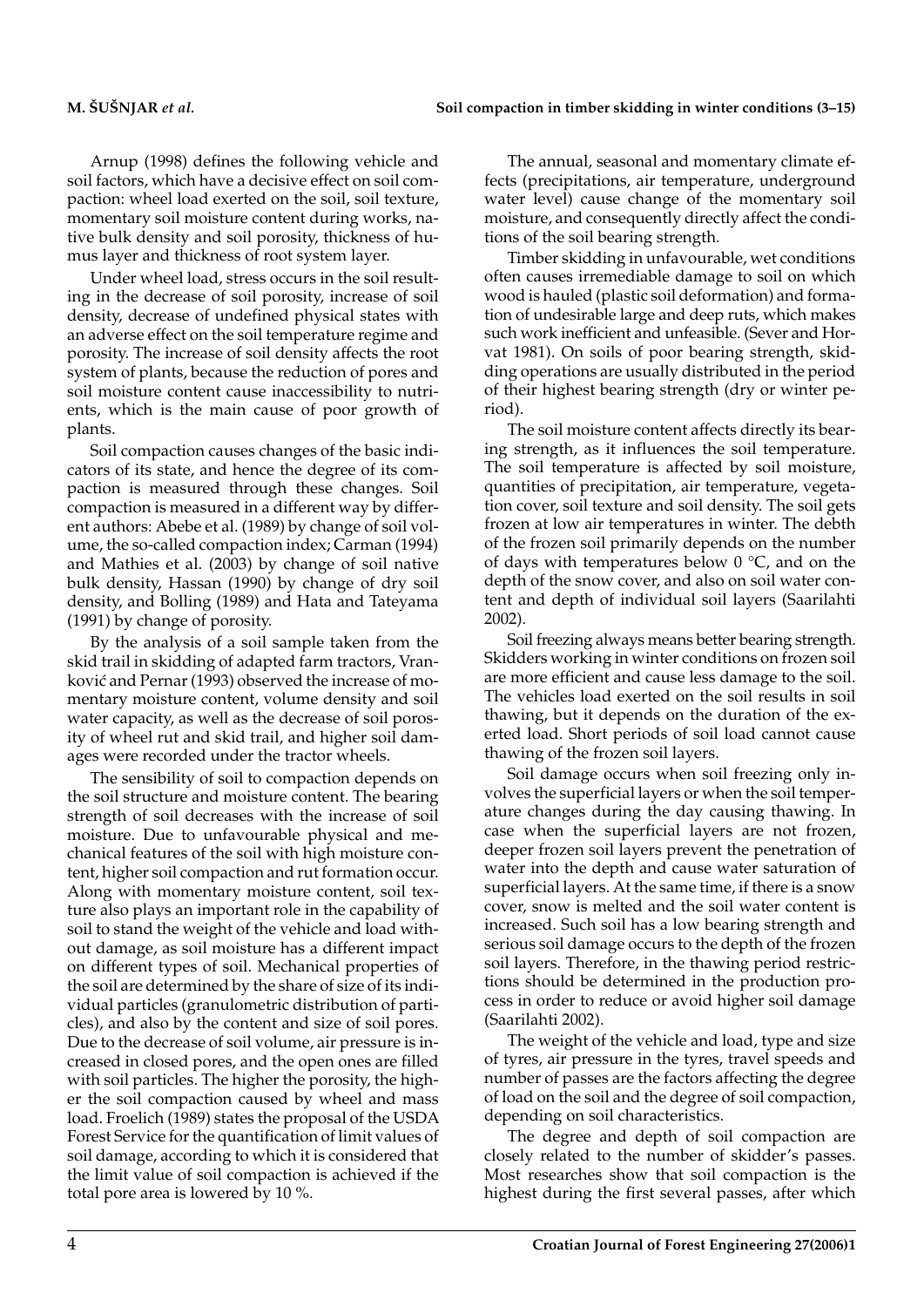Arnup (1998) defines the following vehicle and soil factors, which have a decisive effect on soil compaction: wheel load exerted on the soil, soil texture, momentary soil moisture content during works, native bulk density and soil porosity, thickness of humus layer and thickness of root system layer.

Under wheel load, stress occurs in the soil resulting in the decrease of soil porosity, increase of soil density, decrease of undefined physical states with an adverse effect on the soil temperature regime and porosity. The increase of soil density affects the root system of plants, because the reduction of pores and soil moisture content cause inaccessibility to nutrients, which is the main cause of poor growth of plants.

Soil compaction causes changes of the basic indicators of its state, and hence the degree of its compaction is measured through these changes. Soil compaction is measured in a different way by different authors: Abebe et al. (1989) by change of soil volume, the so-called compaction index; Carman (1994) and Mathies et al. (2003) by change of soil native bulk density, Hassan (1990) by change of dry soil density, and Bolling (1989) and Hata and Tateyama (1991) by change of porosity.

By the analysis of a soil sample taken from the skid trail in skidding of adapted farm tractors, Vranković and Pernar (1993) observed the increase of momentary moisture content, volume density and soil water capacity, as well as the decrease of soil porosity of wheel rut and skid trail, and higher soil damages were recorded under the tractor wheels.

The sensibility of soil to compaction depends on the soil structure and moisture content. The bearing strength of soil decreases with the increase of soil moisture. Due to unfavourable physical and mechanical features of the soil with high moisture content, higher soil compaction and rut formation occur. Along with momentary moisture content, soil texture also plays an important role in the capability of soil to stand the weight of the vehicle and load without damage, as soil moisture has a different impact on different types of soil. Mechanical properties of the soil are determined by the share of size of its individual particles (granulometric distribution of particles), and also by the content and size of soil pores. Due to the decrease of soil volume, air pressure is increased in closed pores, and the open ones are filled with soil particles. The higher the porosity, the higher the soil compaction caused by wheel and mass load. Froelich (1989) states the proposal of the USDA Forest Service for the quantification of limit values of soil damage, according to which it is considered that the limit value of soil compaction is achieved if the total pore area is lowered by 10 %.

The annual, seasonal and momentary climate effects (precipitations, air temperature, underground water level) cause change of the momentary soil moisture, and consequently directly affect the conditions of the soil bearing strength.

Timber skidding in unfavourable, wet conditions often causes irremediable damage to soil on which wood is hauled (plastic soil deformation) and formation of undesirable large and deep ruts, which makes such work inefficient and unfeasible. (Sever and Horvat 1981). On soils of poor bearing strength, skidding operations are usually distributed in the period of their highest bearing strength (dry or winter period).

The soil moisture content affects directly its bearing strength, as it influences the soil temperature. The soil temperature is affected by soil moisture, quantities of precipitation, air temperature, vegetation cover, soil texture and soil density. The soil gets frozen at low air temperatures in winter. The debth of the frozen soil primarily depends on the number of days with temperatures below 0 °C, and on the depth of the snow cover, and also on soil water content and depth of individual soil layers (Saarilahti 2002).

Soil freezing always means better bearing strength. Skidders working in winter conditions on frozen soil are more efficient and cause less damage to the soil. The vehicles load exerted on the soil results in soil thawing, but it depends on the duration of the exerted load. Short periods of soil load cannot cause thawing of the frozen soil layers.

Soil damage occurs when soil freezing only involves the superficial layers or when the soil temperature changes during the day causing thawing. In case when the superficial layers are not frozen, deeper frozen soil layers prevent the penetration of water into the depth and cause water saturation of superficial layers. At the same time, if there is a snow cover, snow is melted and the soil water content is increased. Such soil has a low bearing strength and serious soil damage occurs to the depth of the frozen soil layers. Therefore, in the thawing period restrictions should be determined in the production process in order to reduce or avoid higher soil damage (Saarilahti 2002).

The weight of the vehicle and load, type and size of tyres, air pressure in the tyres, travel speeds and number of passes are the factors affecting the degree of load on the soil and the degree of soil compaction, depending on soil characteristics.

The degree and depth of soil compaction are closely related to the number of skidder's passes. Most researches show that soil compaction is the highest during the first several passes, after which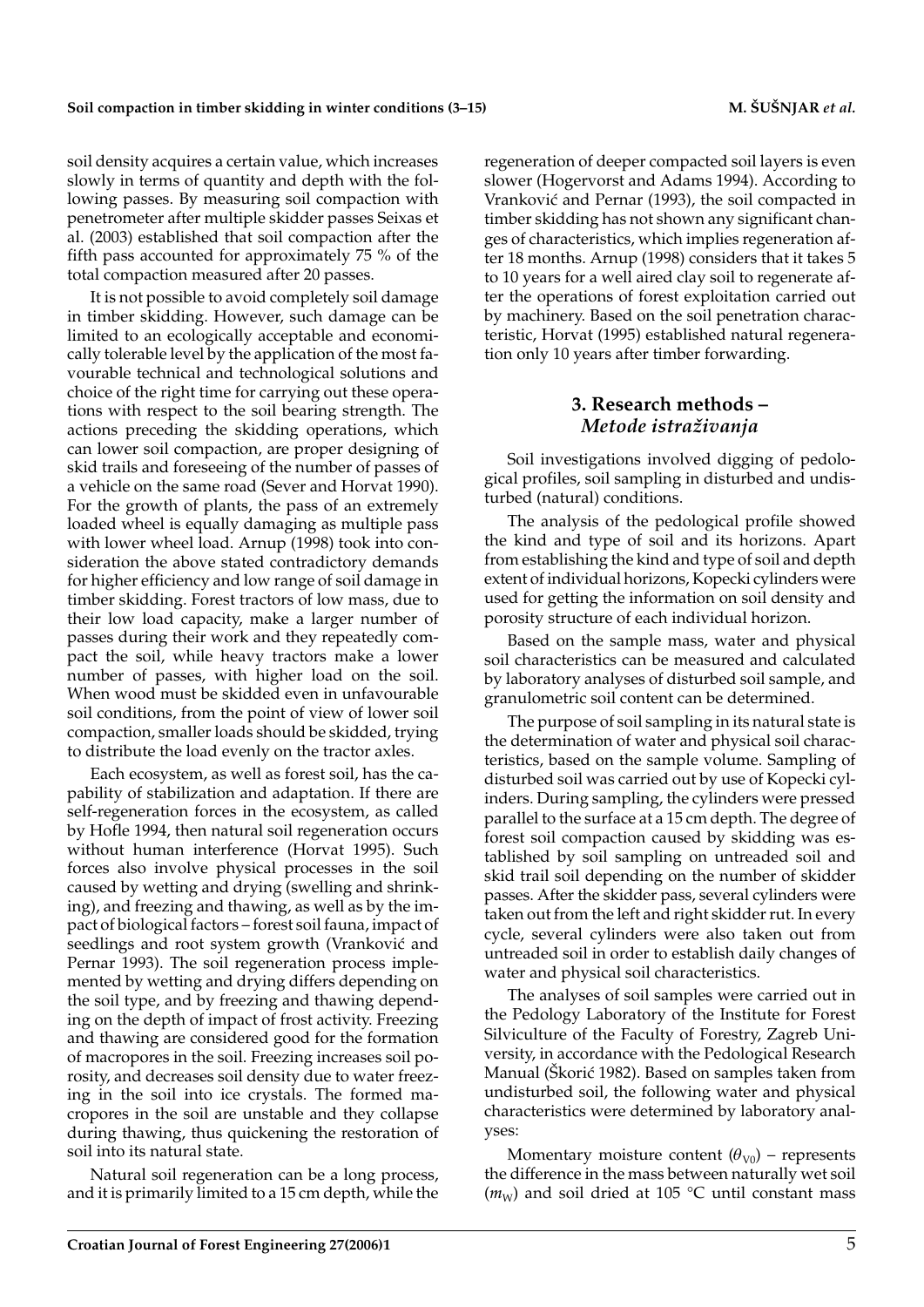soil density acquires a certain value, which increases slowly in terms of quantity and depth with the following passes. By measuring soil compaction with penetrometer after multiple skidder passes Seixas et al. (2003) established that soil compaction after the fifth pass accounted for approximately 75 % of the total compaction measured after 20 passes.

It is not possible to avoid completely soil damage in timber skidding. However, such damage can be limited to an ecologically acceptable and economically tolerable level by the application of the most favourable technical and technological solutions and choice of the right time for carrying out these operations with respect to the soil bearing strength. The actions preceding the skidding operations, which can lower soil compaction, are proper designing of skid trails and foreseeing of the number of passes of a vehicle on the same road (Sever and Horvat 1990). For the growth of plants, the pass of an extremely loaded wheel is equally damaging as multiple pass with lower wheel load. Arnup (1998) took into consideration the above stated contradictory demands for higher efficiency and low range of soil damage in timber skidding. Forest tractors of low mass, due to their low load capacity, make a larger number of passes during their work and they repeatedly compact the soil, while heavy tractors make a lower number of passes, with higher load on the soil. When wood must be skidded even in unfavourable soil conditions, from the point of view of lower soil compaction, smaller loads should be skidded, trying to distribute the load evenly on the tractor axles.

Each ecosystem, as well as forest soil, has the capability of stabilization and adaptation. If there are self-regeneration forces in the ecosystem, as called by Hofle 1994, then natural soil regeneration occurs without human interference (Horvat 1995). Such forces also involve physical processes in the soil caused by wetting and drying (swelling and shrinking), and freezing and thawing, as well as by the impact of biological factors – forest soil fauna, impact of seedlings and root system growth (Vranković and Pernar 1993). The soil regeneration process implemented by wetting and drying differs depending on the soil type, and by freezing and thawing depending on the depth of impact of frost activity. Freezing and thawing are considered good for the formation of macropores in the soil. Freezing increases soil porosity, and decreases soil density due to water freezing in the soil into ice crystals. The formed macropores in the soil are unstable and they collapse during thawing, thus quickening the restoration of soil into its natural state.

Natural soil regeneration can be a long process, and it is primarily limited to a 15 cm depth, while the regeneration of deeper compacted soil layers is even slower (Hogervorst and Adams 1994). According to Vranković and Pernar (1993), the soil compacted in timber skidding has not shown any significant changes of characteristics, which implies regeneration after 18 months. Arnup (1998) considers that it takes 5 to 10 years for a well aired clay soil to regenerate after the operations of forest exploitation carried out by machinery. Based on the soil penetration characteristic, Horvat (1995) established natural regeneration only 10 years after timber forwarding.

## 3. Research methods – *Metode istraživanja*

Soil investigations involved digging of pedological profiles, soil sampling in disturbed and undisturbed (natural) conditions.

The analysis of the pedological profile showed the kind and type of soil and its horizons. Apart from establishing the kind and type of soil and depth extent of individual horizons, Kopecki cylinders were used for getting the information on soil density and porosity structure of each individual horizon.

Based on the sample mass, water and physical soil characteristics can be measured and calculated by laboratory analyses of disturbed soil sample, and granulometric soil content can be determined.

The purpose of soil sampling in its natural state is the determination of water and physical soil characteristics, based on the sample volume. Sampling of disturbed soil was carried out by use of Kopecki cylinders. During sampling, the cylinders were pressed parallel to the surface at a 15 cm depth. The degree of forest soil compaction caused by skidding was established by soil sampling on untreaded soil and skid trail soil depending on the number of skidder passes. After the skidder pass, several cylinders were taken out from the left and right skidder rut. In every cycle, several cylinders were also taken out from untreaded soil in order to establish daily changes of water and physical soil characteristics.

The analyses of soil samples were carried out in the Pedology Laboratory of the Institute for Forest Silviculture of the Faculty of Forestry, Zagreb University, in accordance with the Pedological Research Manual (Škorić 1982). Based on samples taken from undisturbed soil, the following water and physical characteristics were determined by laboratory analyses:

Momentary moisture content ($\theta_{V0}$) – represents the difference in the mass between naturally wet soil ($m_W$) and soil dried at 105 °C until constant mass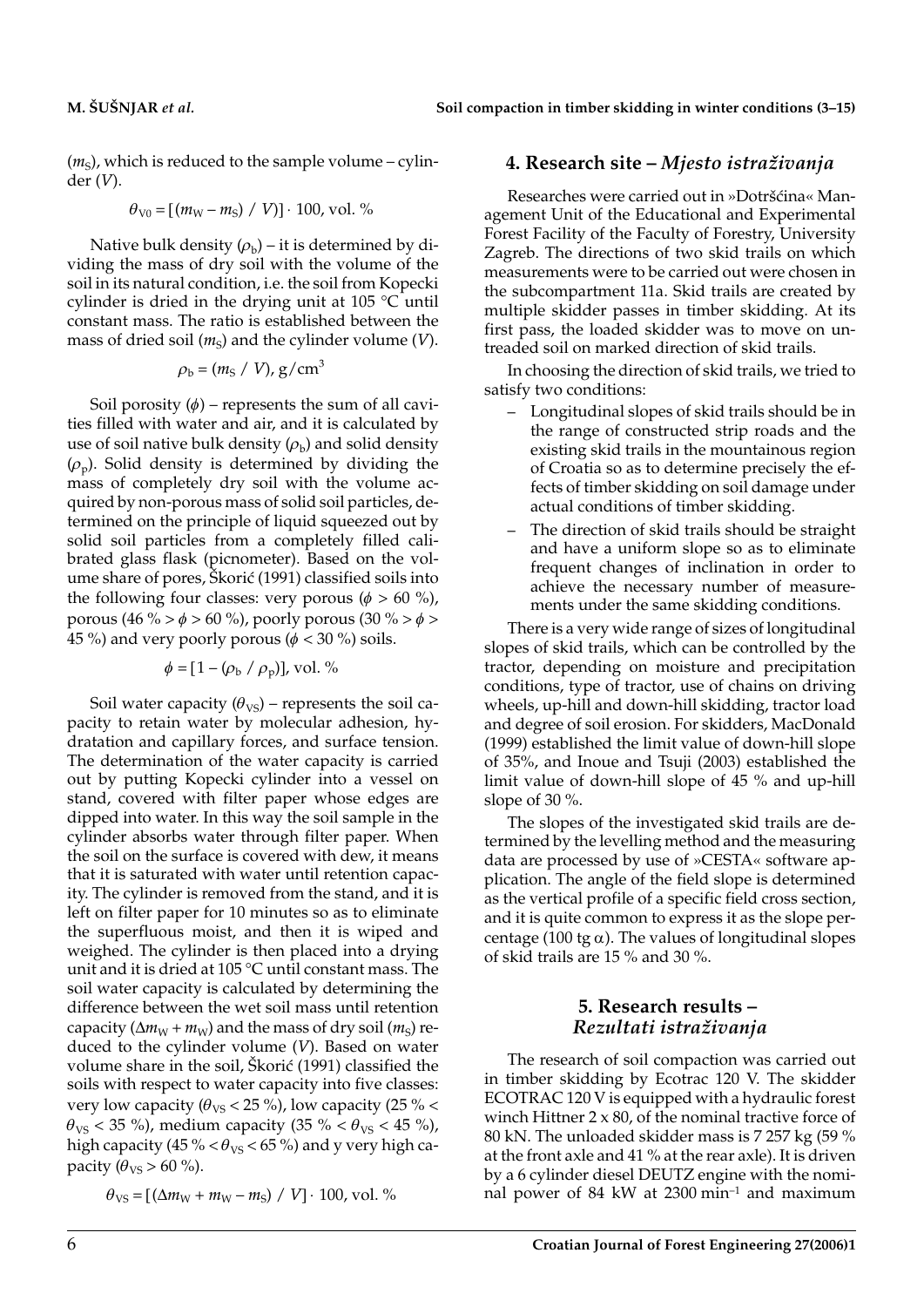($m_S$), which is reduced to the sample volume – cylinder ($V$).

$$\theta_{V0} = [(m_W - m_S) / V)] \cdot 100, \text{ vol. \%}$$

Native bulk density ($\rho_b$) – it is determined by dividing the mass of dry soil with the volume of the soil in its natural condition, i.e. the soil from Kopecki cylinder is dried in the drying unit at 105 °C until constant mass. The ratio is established between the mass of dried soil ($m_S$) and the cylinder volume ($V$).

$$\rho_b = (m_S / V), \text{ g/cm}^3$$

Soil porosity ($\phi$) – represents the sum of all cavities filled with water and air, and it is calculated by use of soil native bulk density ($\rho_b$) and solid density ($\rho_p$). Solid density is determined by dividing the mass of completely dry soil with the volume acquired by non-porous mass of solid soil particles, determined on the principle of liquid squeezed out by solid soil particles from a completely filled calibrated glass flask (picnometer). Based on the volume share of pores, Škorić (1991) classified soils into the following four classes: very porous ($\phi > 60$ %), porous (46 % $> \phi >$ 60 %), poorly porous (30 % $> \phi >$ 45 %) and very poorly porous ($\phi < 30$ %) soils.

$$\phi = [1 - (\rho_b / \rho_p)], \text{ vol. \%}$$

Soil water capacity ($\theta_{VS}$) – represents the soil capacity to retain water by molecular adhesion, hydratation and capillary forces, and surface tension. The determination of the water capacity is carried out by putting Kopecki cylinder into a vessel on stand, covered with filter paper whose edges are dipped into water. In this way the soil sample in the cylinder absorbs water through filter paper. When the soil on the surface is covered with dew, it means that it is saturated with water until retention capacity. The cylinder is removed from the stand, and it is left on filter paper for 10 minutes so as to eliminate the superfluous moist, and then it is wiped and weighed. The cylinder is then placed into a drying unit and it is dried at 105 °C until constant mass. The soil water capacity is calculated by determining the difference between the wet soil mass until retention capacity ($\Delta m_W + m_W$) and the mass of dry soil ($m_S$) reduced to the cylinder volume ($V$). Based on water volume share in the soil, Škorić (1991) classified the soils with respect to water capacity into five classes: very low capacity ($\theta_{VS} < 25$ %), low capacity (25 % $< \theta_{VS} <$ 35 %), medium capacity (35 % $< \theta_{VS} <$ 45 %), high capacity (45 % $< \theta_{VS} <$ 65 %) and y very high capacity ($\theta_{VS} > 60$ %).

$$\theta_{VS} = [(\Delta m_W + m_W - m_S) / V] \cdot 100, \text{ vol. \%}$$

## 4. Research site – *Mjesto istraživanja*

Researches were carried out in »Dotršćina« Management Unit of the Educational and Experimental Forest Facility of the Faculty of Forestry, University Zagreb. The directions of two skid trails on which measurements were to be carried out were chosen in the subcompartment 11a. Skid trails are created by multiple skidder passes in timber skidding. At its first pass, the loaded skidder was to move on untreaded soil on marked direction of skid trails.

In choosing the direction of skid trails, we tried to satisfy two conditions:

- Longitudinal slopes of skid trails should be in the range of constructed strip roads and the existing skid trails in the mountainous region of Croatia so as to determine precisely the effects of timber skidding on soil damage under actual conditions of timber skidding.
- The direction of skid trails should be straight and have a uniform slope so as to eliminate frequent changes of inclination in order to achieve the necessary number of measurements under the same skidding conditions.

There is a very wide range of sizes of longitudinal slopes of skid trails, which can be controlled by the tractor, depending on moisture and precipitation conditions, type of tractor, use of chains on driving wheels, up-hill and down-hill skidding, tractor load and degree of soil erosion. For skidders, MacDonald (1999) established the limit value of down-hill slope of 35%, and Inoue and Tsuji (2003) established the limit value of down-hill slope of 45 % and up-hill slope of 30 %.

The slopes of the investigated skid trails are determined by the levelling method and the measuring data are processed by use of »CESTA« software application. The angle of the field slope is determined as the vertical profile of a specific field cross section, and it is quite common to express it as the slope percentage (100 tg $\alpha$). The values of longitudinal slopes of skid trails are 15 % and 30 %.

## 5. Research results – *Rezultati istraživanja*

The research of soil compaction was carried out in timber skidding by Ecotrac 120 V. The skidder ECOTRAC 120 V is equipped with a hydraulic forest winch Hittner 2 x 80, of the nominal tractive force of 80 kN. The unloaded skidder mass is 7 257 kg (59 % at the front axle and 41 % at the rear axle). It is driven by a 6 cylinder diesel DEUTZ engine with the nominal power of 84 kW at 2300 min$^{-1}$ and maximum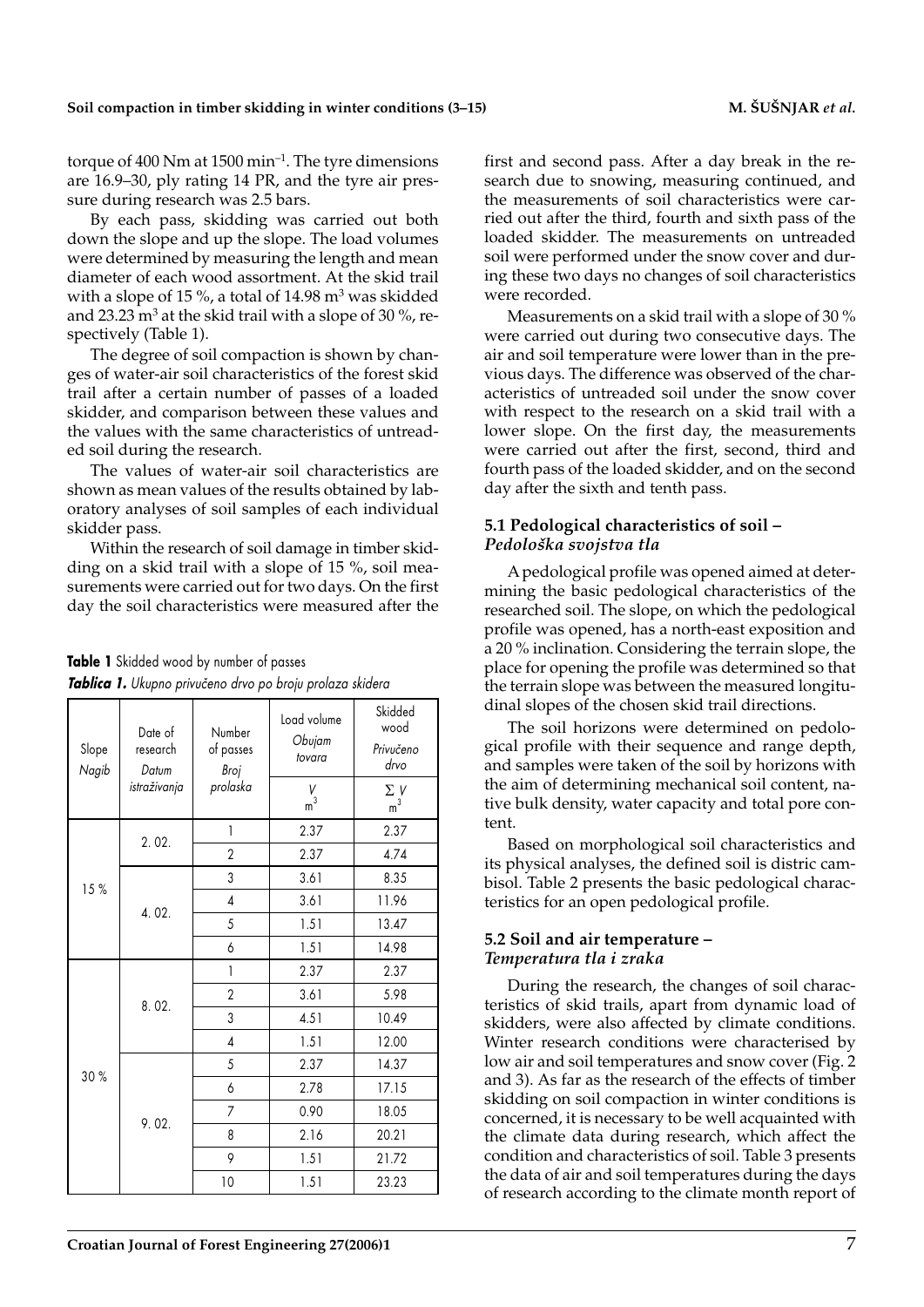torque of 400 Nm at 1500 min$^{-1}$. The tyre dimensions are 16.9–30, ply rating 14 PR, and the tyre air pressure during research was 2.5 bars.

By each pass, skidding was carried out both down the slope and up the slope. The load volumes were determined by measuring the length and mean diameter of each wood assortment. At the skid trail with a slope of 15 %, a total of 14.98 m$^3$ was skidded and 23.23 m$^3$ at the skid trail with a slope of 30 %, respectively (Table 1).

The degree of soil compaction is shown by changes of water-air soil characteristics of the forest skid trail after a certain number of passes of a loaded skidder, and comparison between these values and the values with the same characteristics of untreaded soil during the research.

The values of water-air soil characteristics are shown as mean values of the results obtained by laboratory analyses of soil samples of each individual skidder pass.

Within the research of soil damage in timber skidding on a skid trail with a slope of 15 %, soil measurements were carried out for two days. On the first day the soil characteristics were measured after the first and second pass. After a day break in the research due to snowing, measuring continued, and the measurements of soil characteristics were carried out after the third, fourth and sixth pass of the loaded skidder. The measurements on untreaded soil were performed under the snow cover and during these two days no changes of soil characteristics were recorded.

Measurements on a skid trail with a slope of 30 % were carried out during two consecutive days. The air and soil temperature were lower than in the previous days. The difference was observed of the characteristics of untreaded soil under the snow cover with respect to the research on a skid trail with a lower slope. On the first day, the measurements were carried out after the first, second, third and fourth pass of the loaded skidder, and on the second day after the sixth and tenth pass.

**Table 1** Skidded wood by number of passes

***Tablica 1.*** *Ukupno privučeno drvo po broju prolaza skidera*

| Slope *Nagib* | Date of research *Datum istraživanja* | Number of passes *Broj prolaska* | Load volume *Obujam tovara* V, m$^3$ | Skidded wood *Privučeno drvo* $\Sigma$ V, m$^3$ |
|---|---|---|---|---|
| 15 % | 2. 02. | 1 | 2.37 | 2.37 |
| | | 2 | 2.37 | 4.74 |
| | 4. 02. | 3 | 3.61 | 8.35 |
| | | 4 | 3.61 | 11.96 |
| | | 5 | 1.51 | 13.47 |
| | | 6 | 1.51 | 14.98 |
| 30 % | 8. 02. | 1 | 2.37 | 2.37 |
| | | 2 | 3.61 | 5.98 |
| | | 3 | 4.51 | 10.49 |
| | | 4 | 1.51 | 12.00 |
| | 9. 02. | 5 | 2.37 | 14.37 |
| | | 6 | 2.78 | 17.15 |
| | | 7 | 0.90 | 18.05 |
| | | 8 | 2.16 | 20.21 |
| | | 9 | 1.51 | 21.72 |
| | | 10 | 1.51 | 23.23 |

### 5.1 Pedological characteristics of soil – *Pedološka svojstva tla*

A pedological profile was opened aimed at determining the basic pedological characteristics of the researched soil. The slope, on which the pedological profile was opened, has a north-east exposition and a 20 % inclination. Considering the terrain slope, the place for opening the profile was determined so that the terrain slope was between the measured longitudinal slopes of the chosen skid trail directions.

The soil horizons were determined on pedological profile with their sequence and range depth, and samples were taken of the soil by horizons with the aim of determining mechanical soil content, native bulk density, water capacity and total pore content.

Based on morphological soil characteristics and its physical analyses, the defined soil is distric cambisol. Table 2 presents the basic pedological characteristics for an open pedological profile.

### 5.2 Soil and air temperature – *Temperatura tla i zraka*

During the research, the changes of soil characteristics of skid trails, apart from dynamic load of skidders, were also affected by climate conditions. Winter research conditions were characterised by low air and soil temperatures and snow cover (Fig. 2 and 3). As far as the research of the effects of timber skidding on soil compaction in winter conditions is concerned, it is necessary to be well acquainted with the climate data during research, which affect the condition and characteristics of soil. Table 3 presents the data of air and soil temperatures during the days of research according to the climate month report of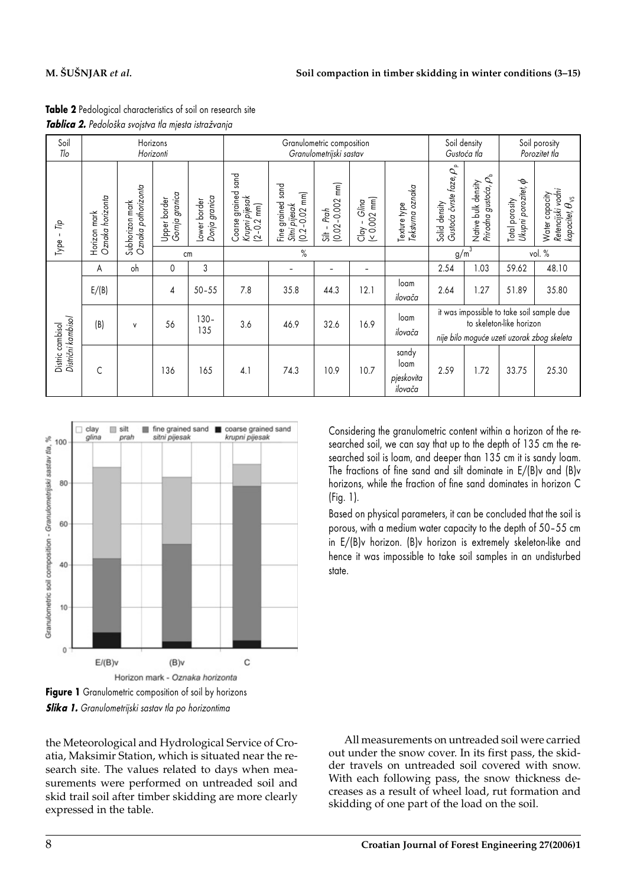**Table 2** Pedological characteristics of soil on research site

***Tablica 2.*** *Pedološka svojstva tla mjesta istraživanja*

| Soil *Tlo* | Horizons *Horizonti* | | | | Granulometric composition *Granulometrijski sastav* | | | | | Soil density *Gustoća tla* | | Soil porosity *Porozitet tla* | |
|---|---|---|---|---|---|---|---|---|---|---|---|---|---|
| Type – *Tip* | Horizon mark *Oznaka horizonta* | Subhorizon mark *Oznaka pothorizonta* | Upper border *Gornja granica* | Lower border *Donja granica* | Coarse grained sand *Krupni pijesak* (2–0.2 mm) | Fine grained sand *Sitni pijesak* (0.2–0.02 mm) | Silt – *Prah* (0.02–0.002 mm) | Clay – *Glina* (< 0.002 mm) | Texture type *Teksturna oznaka* | Solid density *Gustoća čvrste faze*, $\rho_p$ | Native bulk density *Prirodna gustoća*, $\rho_b$ | Total porosity *Ukupni porozitet*, $\phi$ | Water capacity *Retencijski vodni kapacitet*, $\theta_{VS}$ |
| | | | cm | | % | | | | | g/m³ | | vol. % | |
| Distric cambisol *Distrični kambisol* | A | oh | 0 | 3 | | – | – | – | | 2.54 | 1.03 | 59.62 | 48.10 |
| | E/(B) | | 4 | 50–55 | 7.8 | 35.8 | 44.3 | 12.1 | loam *ilovača* | 2.64 | 1.27 | 51.89 | 35.80 |
| | (B) | v | 56 | 130–135 | 3.6 | 46.9 | 32.6 | 16.9 | loam *ilovača* | it was impossible to take soil sample due to skeleton-like horizon *nije bilo moguće uzeti uzorak zbog skeleta* | | | |
| | C | | 136 | 165 | 4.1 | 74.3 | 10.9 | 10.7 | sandy loam *pjeskovita ilovača* | 2.59 | 1.72 | 33.75 | 25.30 |

**Figure 1** Granulometric composition of soil by horizons

***Slika 1.*** *Granulometrijski sastav tla po horizontima*

Considering the granulometric content within a horizon of the researched soil, we can say that up to the depth of 135 cm the researched soil is loam, and deeper than 135 cm it is sandy loam. The fractions of fine sand and silt dominate in E/(B)v and (B)v horizons, while the fraction of fine sand dominates in horizon C (Fig. 1).

Based on physical parameters, it can be concluded that the soil is porous, with a medium water capacity to the depth of 50–55 cm in E/(B)v horizon. (B)v horizon is extremely skeleton-like and hence it was impossible to take soil samples in an undisturbed state.

the Meteorological and Hydrological Service of Croatia, Maksimir Station, which is situated near the research site. The values related to days when measurements were performed on untreaded soil and skid trail soil after timber skidding are more clearly expressed in the table.

All measurements on untreaded soil were carried out under the snow cover. In its first pass, the skidder travels on untreaded soil covered with snow. With each following pass, the snow thickness decreases as a result of wheel load, rut formation and skidding of one part of the load on the soil.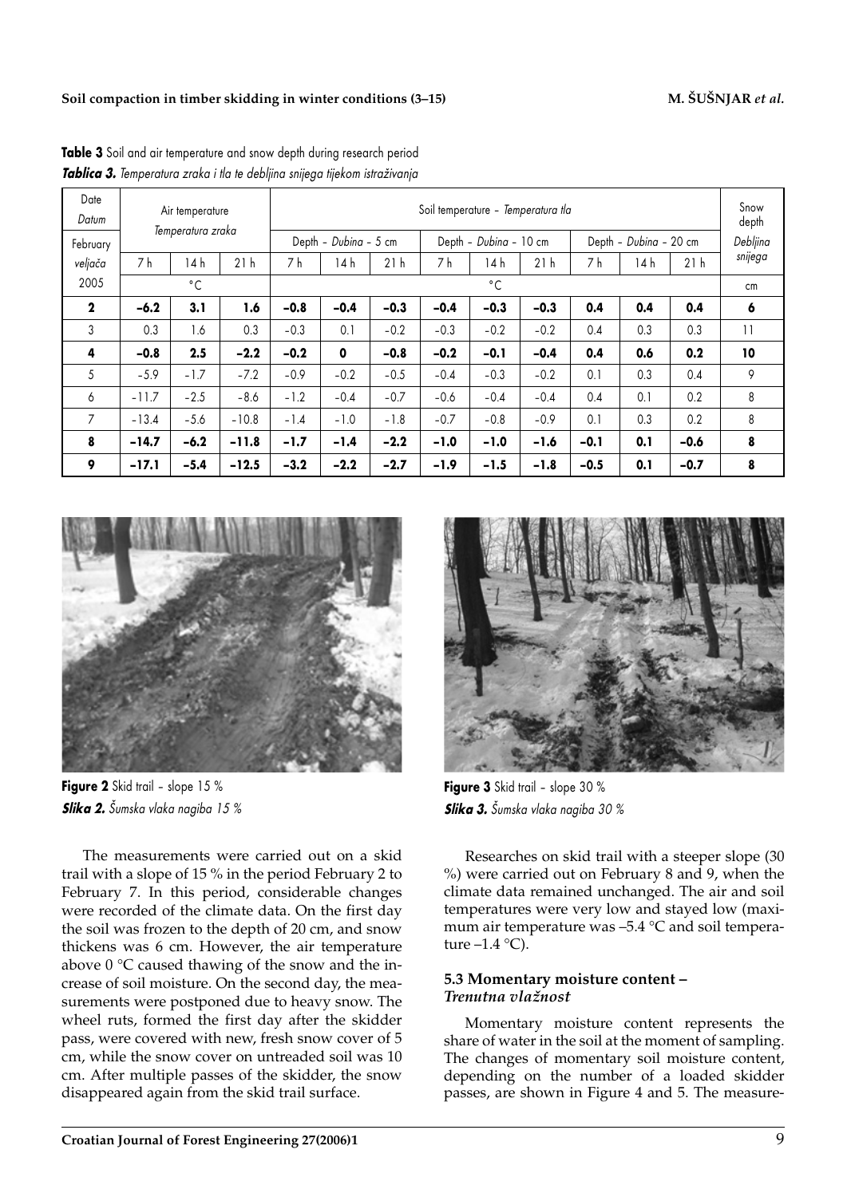**Table 3** Soil and air temperature and snow depth during research period
***Tablica 3.*** *Temperatura zraka i tla te debljina snijega tijekom istraživanja*

| Date *Datum* | Air temperature *Temperatura zraka* | | | Soil temperature – *Temperatura tla* | | | | | | | | | Snow depth *Debljina snijega* |
|---|---|---|---|---|---|---|---|---|---|---|---|---|---|
| February | | | | Depth – *Dubina* – 5 cm | | | Depth – *Dubina* – 10 cm | | | Depth – *Dubina* – 20 cm | | | |
| *veljača* | 7 h | 14 h | 21 h | 7 h | 14 h | 21 h | 7 h | 14 h | 21 h | 7 h | 14 h | 21 h | |
| 2005 | °C | | | °C | | | | | | | | | cm |
| **2** | **–6.2** | **3.1** | **1.6** | **–0.8** | **–0.4** | **–0.3** | **–0.4** | **–0.3** | **–0.3** | **0.4** | **0.4** | **0.4** | **6** |
| 3 | 0.3 | 1.6 | 0.3 | –0.3 | 0.1 | –0.2 | –0.3 | –0.2 | –0.2 | 0.4 | 0.3 | 0.3 | 11 |
| **4** | **–0.8** | **2.5** | **–2.2** | **–0.2** | **0** | **–0.8** | **–0.2** | **–0.1** | **–0.4** | **0.4** | **0.6** | **0.2** | **10** |
| 5 | –5.9 | –1.7 | –7.2 | –0.9 | –0.2 | –0.5 | –0.4 | –0.3 | –0.2 | 0.1 | 0.3 | 0.4 | 9 |
| 6 | –11.7 | –2.5 | –8.6 | –1.2 | –0.4 | –0.7 | –0.6 | –0.4 | –0.4 | 0.4 | 0.1 | 0.2 | 8 |
| 7 | –13.4 | –5.6 | –10.8 | –1.4 | –1.0 | –1.8 | –0.7 | –0.8 | –0.9 | 0.1 | 0.3 | 0.2 | 8 |
| **8** | **–14.7** | **–6.2** | **–11.8** | **–1.7** | **–1.4** | **–2.2** | **–1.0** | **–1.0** | **–1.6** | **–0.1** | **0.1** | **–0.6** | **8** |
| **9** | **–17.1** | **–5.4** | **–12.5** | **–3.2** | **–2.2** | **–2.7** | **–1.9** | **–1.5** | **–1.8** | **–0.5** | **0.1** | **–0.7** | **8** |

**Figure 2** Skid trail – slope 15 %
***Slika 2.*** *Šumska vlaka nagiba 15 %*

**Figure 3** Skid trail – slope 30 %
***Slika 3.*** *Šumska vlaka nagiba 30 %*

The measurements were carried out on a skid trail with a slope of 15 % in the period February 2 to February 7. In this period, considerable changes were recorded of the climate data. On the first day the soil was frozen to the depth of 20 cm, and snow thickens was 6 cm. However, the air temperature above 0 °C caused thawing of the snow and the increase of soil moisture. On the second day, the measurements were postponed due to heavy snow. The wheel ruts, formed the first day after the skidder pass, were covered with new, fresh snow cover of 5 cm, while the snow cover on untreaded soil was 10 cm. After multiple passes of the skidder, the snow disappeared again from the skid trail surface.

Researches on skid trail with a steeper slope (30 %) were carried out on February 8 and 9, when the climate data remained unchanged. The air and soil temperatures were very low and stayed low (maximum air temperature was –5.4 °C and soil temperature –1.4 °C).

### 5.3 Momentary moisture content – *Trenutna vlažnost*

Momentary moisture content represents the share of water in the soil at the moment of sampling. The changes of momentary soil moisture content, depending on the number of a loaded skidder passes, are shown in Figure 4 and 5. The measure-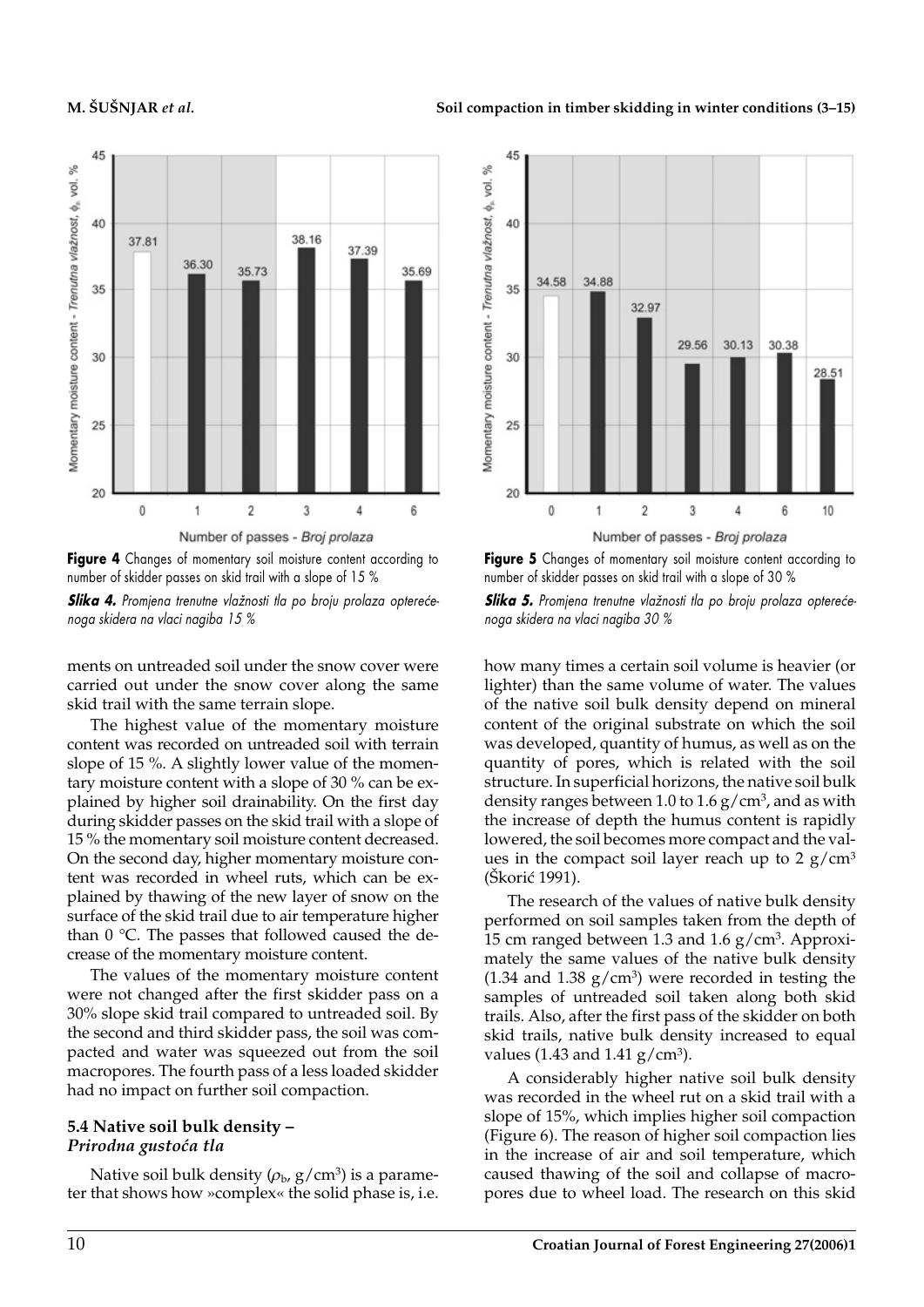Figure 4 Changes of momentary soil moisture content according to number of skidder passes on skid trail with a slope of 15 %

*Slika 4. Promjena trenutne vlažnosti tla po broju prolaza opterećenoga skidera na vlaci nagiba 15 %*

Figure 5 Changes of momentary soil moisture content according to number of skidder passes on skid trail with a slope of 30 %

*Slika 5. Promjena trenutne vlažnosti tla po broju prolaza opterećenoga skidera na vlaci nagiba 30 %*

ments on untreaded soil under the snow cover were carried out under the snow cover along the same skid trail with the same terrain slope.

The highest value of the momentary moisture content was recorded on untreaded soil with terrain slope of 15 %. A slightly lower value of the momentary moisture content with a slope of 30 % can be explained by higher soil drainability. On the first day during skidder passes on the skid trail with a slope of 15 % the momentary soil moisture content decreased. On the second day, higher momentary moisture content was recorded in wheel ruts, which can be explained by thawing of the new layer of snow on the surface of the skid trail due to air temperature higher than 0 °C. The passes that followed caused the decrease of the momentary moisture content.

The values of the momentary moisture content were not changed after the first skidder pass on a 30% slope skid trail compared to untreaded soil. By the second and third skidder pass, the soil was compacted and water was squeezed out from the soil macropores. The fourth pass of a less loaded skidder had no impact on further soil compaction.

### 5.4 Native soil bulk density – *Prirodna gustoća tla*

Native soil bulk density ($\rho_b$, g/cm$^3$) is a parameter that shows how »complex« the solid phase is, i.e. how many times a certain soil volume is heavier (or lighter) than the same volume of water. The values of the native soil bulk density depend on mineral content of the original substrate on which the soil was developed, quantity of humus, as well as on the quantity of pores, which is related with the soil structure. In superficial horizons, the native soil bulk density ranges between 1.0 to 1.6 g/cm$^3$, and as with the increase of depth the humus content is rapidly lowered, the soil becomes more compact and the values in the compact soil layer reach up to 2 g/cm$^3$ (Škorić 1991).

The research of the values of native bulk density performed on soil samples taken from the depth of 15 cm ranged between 1.3 and 1.6 g/cm$^3$. Approximately the same values of the native bulk density (1.34 and 1.38 g/cm$^3$) were recorded in testing the samples of untreaded soil taken along both skid trails. Also, after the first pass of the skidder on both skid trails, native bulk density increased to equal values (1.43 and 1.41 g/cm$^3$).

A considerably higher native soil bulk density was recorded in the wheel rut on a skid trail with a slope of 15%, which implies higher soil compaction (Figure 6). The reason of higher soil compaction lies in the increase of air and soil temperature, which caused thawing of the soil and collapse of macropores due to wheel load. The research on this skid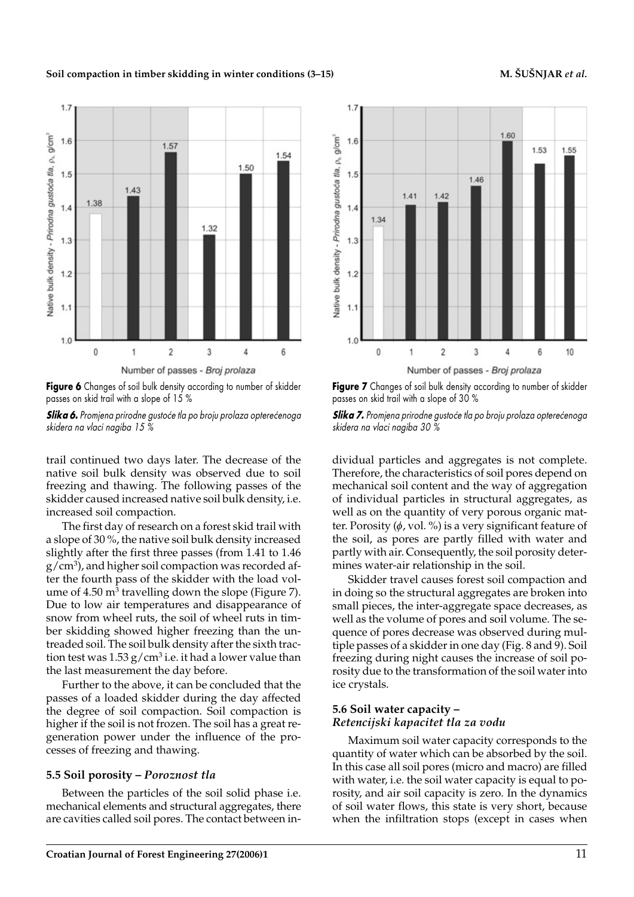Figure 6 Changes of soil bulk density according to number of skidder passes on skid trail with a slope of 15 %

*Slika 6. Promjena prirodne gustoće tla po broju prolaza opterećenoga skidera na vlaci nagiba 15 %*

Figure 7 Changes of soil bulk density according to number of skidder passes on skid trail with a slope of 30 %

*Slika 7. Promjena prirodne gustoće tla po broju prolaza opterećenoga skidera na vlaci nagiba 30 %*

trail continued two days later. The decrease of the native soil bulk density was observed due to soil freezing and thawing. The following passes of the skidder caused increased native soil bulk density, i.e. increased soil compaction.

The first day of research on a forest skid trail with a slope of 30 %, the native soil bulk density increased slightly after the first three passes (from 1.41 to 1.46 $g/cm^3$), and higher soil compaction was recorded after the fourth pass of the skidder with the load volume of 4.50 $m^3$ travelling down the slope (Figure 7). Due to low air temperatures and disappearance of snow from wheel ruts, the soil of wheel ruts in timber skidding showed higher freezing than the untreaded soil. The soil bulk density after the sixth traction test was 1.53 $g/cm^3$ i.e. it had a lower value than the last measurement the day before.

Further to the above, it can be concluded that the passes of a loaded skidder during the day affected the degree of soil compaction. Soil compaction is higher if the soil is not frozen. The soil has a great regeneration power under the influence of the processes of freezing and thawing.

### 5.5 Soil porosity – *Poroznost tla*

Between the particles of the soil solid phase i.e. mechanical elements and structural aggregates, there are cavities called soil pores. The contact between individual particles and aggregates is not complete. Therefore, the characteristics of soil pores depend on mechanical soil content and the way of aggregation of individual particles in structural aggregates, as well as on the quantity of very porous organic matter. Porosity ($\phi$, vol. %) is a very significant feature of the soil, as pores are partly filled with water and partly with air. Consequently, the soil porosity determines water-air relationship in the soil.

Skidder travel causes forest soil compaction and in doing so the structural aggregates are broken into small pieces, the inter-aggregate space decreases, as well as the volume of pores and soil volume. The sequence of pores decrease was observed during multiple passes of a skidder in one day (Fig. 8 and 9). Soil freezing during night causes the increase of soil porosity due to the transformation of the soil water into ice crystals.

### 5.6 Soil water capacity – *Retencijski kapacitet tla za vodu*

Maximum soil water capacity corresponds to the quantity of water which can be absorbed by the soil. In this case all soil pores (micro and macro) are filled with water, i.e. the soil water capacity is equal to porosity, and air soil capacity is zero. In the dynamics of soil water flows, this state is very short, because when the infiltration stops (except in cases when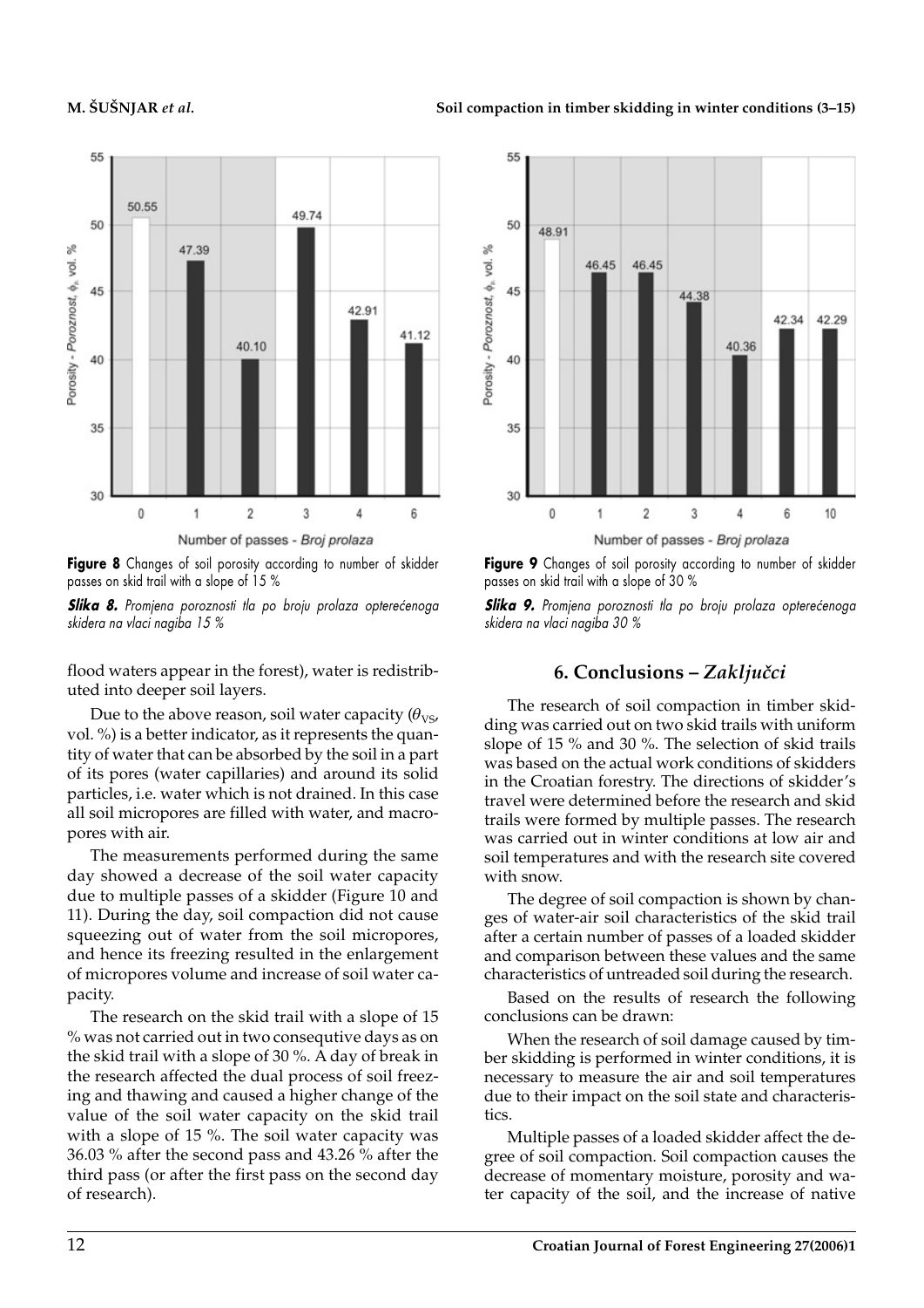**Figure 8** Changes of soil porosity according to number of skidder passes on skid trail with a slope of 15 %

***Slika 8.*** *Promjena poroznosti tla po broju prolaza opterećenoga skidera na vlaci nagiba 15 %*

**Figure 9** Changes of soil porosity according to number of skidder passes on skid trail with a slope of 30 %

***Slika 9.*** *Promjena poroznosti tla po broju prolaza opterećenoga skidera na vlaci nagiba 30 %*

flood waters appear in the forest), water is redistributed into deeper soil layers.

Due to the above reason, soil water capacity ($\theta_{VS}$, vol. %) is a better indicator, as it represents the quantity of water that can be absorbed by the soil in a part of its pores (water capillaries) and around its solid particles, i.e. water which is not drained. In this case all soil micropores are filled with water, and macropores with air.

The measurements performed during the same day showed a decrease of the soil water capacity due to multiple passes of a skidder (Figure 10 and 11). During the day, soil compaction did not cause squeezing out of water from the soil micropores, and hence its freezing resulted in the enlargement of micropores volume and increase of soil water capacity.

The research on the skid trail with a slope of 15 % was not carried out in two consequtive days as on the skid trail with a slope of 30 %. A day of break in the research affected the dual process of soil freezing and thawing and caused a higher change of the value of the soil water capacity on the skid trail with a slope of 15 %. The soil water capacity was 36.03 % after the second pass and 43.26 % after the third pass (or after the first pass on the second day of research).

## 6. Conclusions – *Zaključci*

The research of soil compaction in timber skidding was carried out on two skid trails with uniform slope of 15 % and 30 %. The selection of skid trails was based on the actual work conditions of skidders in the Croatian forestry. The directions of skidder's travel were determined before the research and skid trails were formed by multiple passes. The research was carried out in winter conditions at low air and soil temperatures and with the research site covered with snow.

The degree of soil compaction is shown by changes of water-air soil characteristics of the skid trail after a certain number of passes of a loaded skidder and comparison between these values and the same characteristics of untreaded soil during the research.

Based on the results of research the following conclusions can be drawn:

When the research of soil damage caused by timber skidding is performed in winter conditions, it is necessary to measure the air and soil temperatures due to their impact on the soil state and characteristics.

Multiple passes of a loaded skidder affect the degree of soil compaction. Soil compaction causes the decrease of momentary moisture, porosity and water capacity of the soil, and the increase of native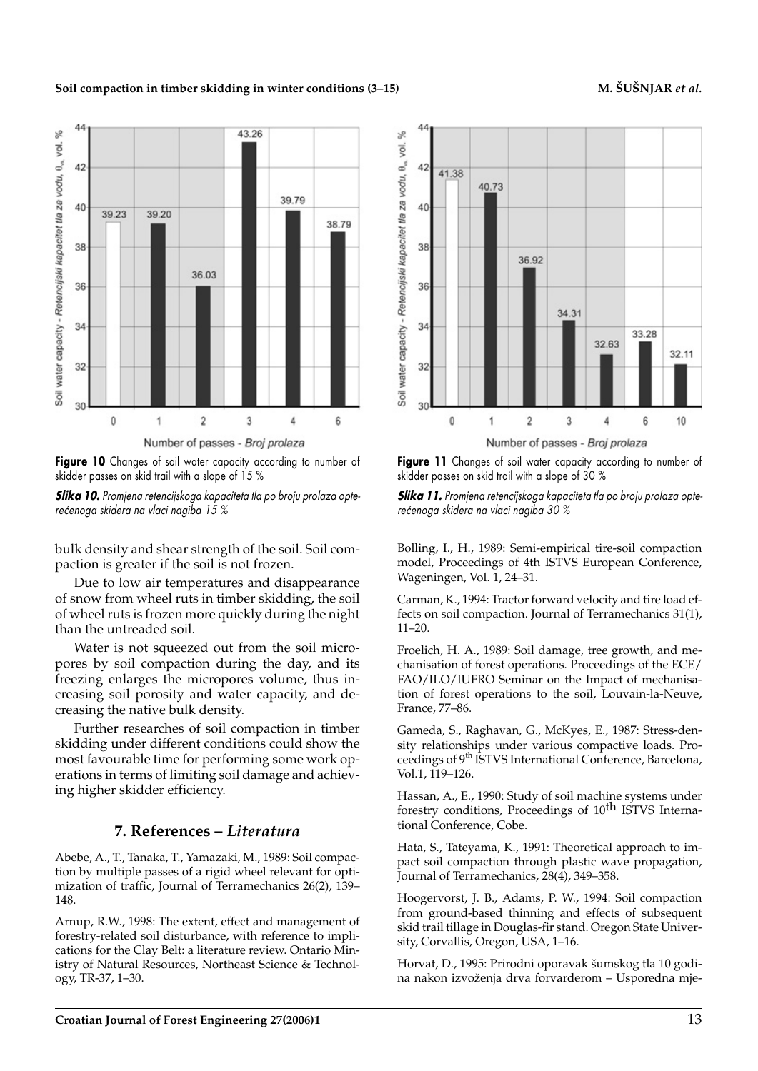**Figure 10** Changes of soil water capacity according to number of skidder passes on skid trail with a slope of 15 %

***Slika 10.*** *Promjena retencijskoga kapaciteta tla po broju prolaza opterećenoga skidera na vlaci nagiba 15 %*

**Figure 11** Changes of soil water capacity according to number of skidder passes on skid trail with a slope of 30 %

***Slika 11.*** *Promjena retencijskoga kapaciteta tla po broju prolaza opterećenoga skidera na vlaci nagiba 30 %*

bulk density and shear strength of the soil. Soil compaction is greater if the soil is not frozen.

Due to low air temperatures and disappearance of snow from wheel ruts in timber skidding, the soil of wheel ruts is frozen more quickly during the night than the untreaded soil.

Water is not squeezed out from the soil micropores by soil compaction during the day, and its freezing enlarges the micropores volume, thus increasing soil porosity and water capacity, and decreasing the native bulk density.

Further researches of soil compaction in timber skidding under different conditions could show the most favourable time for performing some work operations in terms of limiting soil damage and achieving higher skidder efficiency.

## 7. References – *Literatura*

Abebe, A., T., Tanaka, T., Yamazaki, M., 1989: Soil compaction by multiple passes of a rigid wheel relevant for optimization of traffic, Journal of Terramechanics 26(2), 139–148.

Arnup, R.W., 1998: The extent, effect and management of forestry-related soil disturbance, with reference to implications for the Clay Belt: a literature review. Ontario Ministry of Natural Resources, Northeast Science & Technology, TR-37, 1–30.

Bolling, I., H., 1989: Semi-empirical tire-soil compaction model, Proceedings of 4th ISTVS European Conference, Wageningen, Vol. 1, 24–31.

Carman, K., 1994: Tractor forward velocity and tire load effects on soil compaction. Journal of Terramechanics 31(1), 11–20.

Froelich, H. A., 1989: Soil damage, tree growth, and mechanisation of forest operations. Proceedings of the ECE/FAO/ILO/IUFRO Seminar on the Impact of mechanisation of forest operations to the soil, Louvain-la-Neuve, France, 77–86.

Gameda, S., Raghavan, G., McKyes, E., 1987: Stress-density relationships under various compactive loads. Proceedings of 9th ISTVS International Conference, Barcelona, Vol.1, 119–126.

Hassan, A., E., 1990: Study of soil machine systems under forestry conditions, Proceedings of 10th ISTVS International Conference, Cobe.

Hata, S., Tateyama, K., 1991: Theoretical approach to impact soil compaction through plastic wave propagation, Journal of Terramechanics, 28(4), 349–358.

Hoogervorst, J. B., Adams, P. W., 1994: Soil compaction from ground-based thinning and effects of subsequent skid trail tillage in Douglas-fir stand. Oregon State University, Corvallis, Oregon, USA, 1–16.

Horvat, D., 1995: Prirodni oporavak šumskog tla 10 godina nakon izvoženja drva forvarderom – Usporedna mje-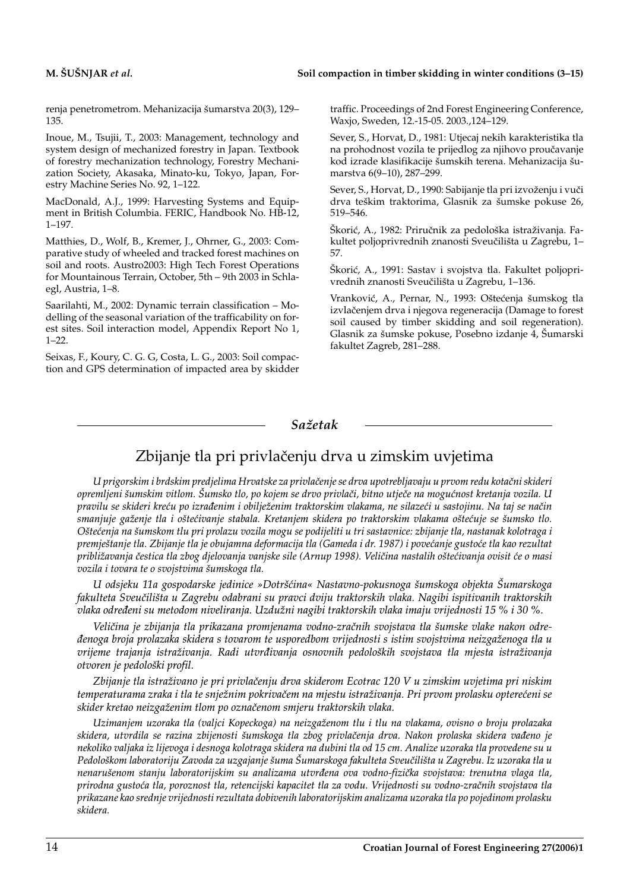renja penetrometrom. Mehanizacija šumarstva 20(3), 129–135.

Inoue, M., Tsujii, T., 2003: Management, technology and system design of mechanized forestry in Japan. Textbook of forestry mechanization technology, Forestry Mechanization Society, Akasaka, Minato-ku, Tokyo, Japan, Forestry Machine Series No. 92, 1–122.

MacDonald, A.J., 1999: Harvesting Systems and Equipment in British Columbia. FERIC, Handbook No. HB-12, 1–197.

Matthies, D., Wolf, B., Kremer, J., Ohrner, G., 2003: Comparative study of wheeled and tracked forest machines on soil and roots. Austro2003: High Tech Forest Operations for Mountainous Terrain, October, 5th – 9th 2003 in Schlaegl, Austria, 1–8.

Saarilahti, M., 2002: Dynamic terrain classification – Modelling of the seasonal variation of the trafficability on forest sites. Soil interaction model, Appendix Report No 1, 1–22.

Seixas, F., Koury, C. G. G, Costa, L. G., 2003: Soil compaction and GPS determination of impacted area by skidder traffic. Proceedings of 2nd Forest Engineering Conference, Waxjo, Sweden, 12.-15-05. 2003.,124–129.

Sever, S., Horvat, D., 1981: Utjecaj nekih karakteristika tla na prohodnost vozila te prijedlog za njihovo proučavanje kod izrade klasifikacije šumskih terena. Mehanizacija šumarstva 6(9–10), 287–299.

Sever, S., Horvat, D., 1990: Sabijanje tla pri izvoženju i vuči drva teškim traktorima, Glasnik za šumske pokuse 26, 519–546.

Škorić, A., 1982: Priručnik za pedološka istraživanja. Fakultet poljoprivrednih znanosti Sveučilišta u Zagrebu, 1–57.

Škorić, A., 1991: Sastav i svojstva tla. Fakultet poljoprivrednih znanosti Sveučilišta u Zagrebu, 1–136.

Vranković, A., Pernar, N., 1993: Oštećenja šumskog tla izvlačenjem drva i njegova regeneracija (Damage to forest soil caused by timber skidding and soil regeneration). Glasnik za šumske pokuse, Posebno izdanje 4, Šumarski fakultet Zagreb, 281–288.

## *Sažetak*

# Zbijanje tla pri privlačenju drva u zimskim uvjetima

*U prigorskim i brdskim predjelima Hrvatske za privlačenje se drva upotrebljavaju u prvom redu kotačni skideri opremljeni šumskim vitlom. Šumsko tlo, po kojem se drvo privlači, bitno utječe na mogućnost kretanja vozila. U pravilu se skideri kreću po izrađenim i obilježenim traktorskim vlakama, ne silazeći u sastojinu. Na taj se način smanjuje gaženje tla i oštećivanje stabala. Kretanjem skidera po traktorskim vlakama oštećuje se šumsko tlo. Oštećenja na šumskom tlu pri prolazu vozila mogu se podijeliti u tri sastavnice: zbijanje tla, nastanak kolotraga i premještanje tla. Zbijanje tla je obujamna deformacija tla (Gameda i dr. 1987) i povećanje gustoće tla kao rezultat približavanja čestica tla zbog djelovanja vanjske sile (Arnup 1998). Veličina nastalih oštećivanja ovisit će o masi vozila i tovara te o svojstvima šumskoga tla.*

*U odsjeku 11a gospodarske jedinice »Dotršćina« Nastavno-pokusnoga šumskoga objekta Šumarskoga fakulteta Sveučilišta u Zagrebu odabrani su pravci dviju traktorskih vlaka. Nagibi ispitivanih traktorskih vlaka određeni su metodom niveliranja. Uzdužni nagibi traktorskih vlaka imaju vrijednosti 15 % i 30 %.*

*Veličina je zbijanja tla prikazana promjenama vodno-zračnih svojstava tla šumske vlake nakon određenoga broja prolazaka skidera s tovarom te usporedbom vrijednosti s istim svojstvima neizgaženoga tla u vrijeme trajanja istraživanja. Radi utvrđivanja osnovnih pedoloških svojstava tla mjesta istraživanja otvoren je pedološki profil.*

*Zbijanje tla istraživano je pri privlačenju drva skiderom Ecotrac 120 V u zimskim uvjetima pri niskim temperaturama zraka i tla te snježnim pokrivačem na mjestu istraživanja. Pri prvom prolasku opterećeni se skider kretao neizgaženim tlom po označenom smjeru traktorskih vlaka.*

*Uzimanjem uzoraka tla (valjci Kopeckoga) na neizgaženom tlu i tlu na vlakama, ovisno o broju prolazaka skidera, utvrdila se razina zbijenosti šumskoga tla zbog privlačenja drva. Nakon prolaska skidera vađeno je nekoliko valjaka iz lijevoga i desnoga kolotraga skidera na dubini tla od 15 cm. Analize uzoraka tla provedene su u Pedološkom laboratoriju Zavoda za uzgajanje šuma Šumarskoga fakulteta Sveučilišta u Zagrebu. Iz uzoraka tla u nenarušenom stanju laboratorijskim su analizama utvrđena ova vodno-fizička svojstava: trenutna vlaga tla, prirodna gustoća tla, poroznost tla, retencijski kapacitet tla za vodu. Vrijednosti su vodno-zračnih svojstava tla prikazane kao srednje vrijednosti rezultata dobivenih laboratorijskim analizama uzoraka tla po pojedinom prolasku skidera.*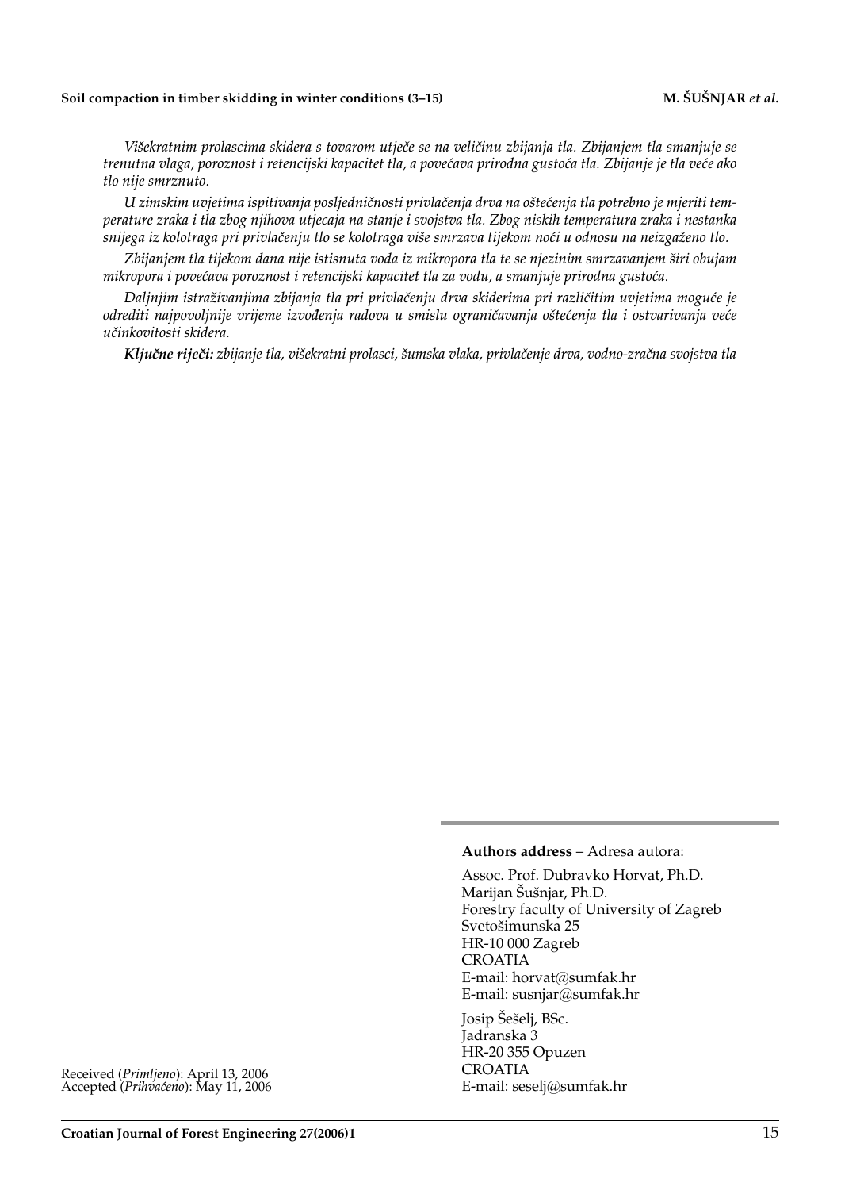*Višekratnim prolascima skidera s tovarom utječe se na veličinu zbijanja tla. Zbijanjem tla smanjuje se trenutna vlaga, poroznost i retencijski kapacitet tla, a povećava prirodna gustoća tla. Zbijanje je tla veće ako tlo nije smrznuto.*

*U zimskim uvjetima ispitivanja posljedičnosti privlačenja drva na oštećenja tla potrebno je mjeriti temperature zraka i tla zbog njihova utjecaja na stanje i svojstva tla. Zbog niskih temperatura zraka i nestanka snijega iz kolotraga pri privlačenju tlo se kolotraga više smrzava tijekom noći u odnosu na neizgaženo tlo.*

*Zbijanjem tla tijekom dana nije istisnuta voda iz mikropora tla te se njezinim smrzavanjem širi obujam mikropora i povećava poroznost i retencijski kapacitet tla za vodu, a smanjuje prirodna gustoća.*

*Daljnjim istraživanjima zbijanja tla pri privlačenju drva skiderima pri različitim uvjetima moguće je odrediti najpovoljnije vrijeme izvođenja radova u smislu ograničavanja oštećenja tla i ostvarivanja veće učinkovitosti skidera.*

***Ključne riječi:*** *zbijanje tla, višekratni prolasci, šumska vlaka, privlačenje drva, vodno-zračna svojstva tla*

**Authors address** – Adresa autora:

Assoc. Prof. Dubravko Horvat, Ph.D.
Marijan Šušnjar, Ph.D.
Forestry faculty of University of Zagreb
Svetošimunska 25
HR-10 000 Zagreb
CROATIA
E-mail: horvat@sumfak.hr
E-mail: susnjar@sumfak.hr

Josip Šešelj, BSc.
Jadranska 3
HR-20 355 Opuzen
CROATIA
E-mail: seselj@sumfak.hr

Received (*Primljeno*): April 13, 2006
Accepted (*Prihvaćeno*): May 11, 2006